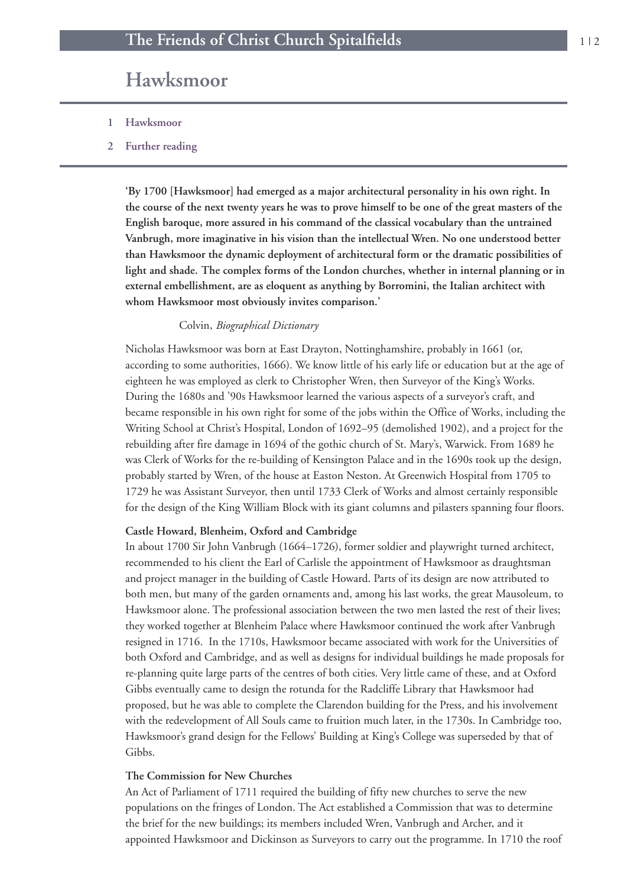# Hawksmoor

1 Hawksmoor

2 Further reading

**'By 1700 [Hawksmoor] had emerged as a major architectural personality in his own right. In the course of the next twenty years he was to prove himself to be one of the great masters of the English baroque, more assured in his command of the classical vocabulary than the untrained Vanbrugh, more imaginative in his vision than the intellectual Wren. No one understood better than Hawksmoor the dynamic deployment of architectural form or the dramatic possibilities of light and shade. The complex forms of the London churches, whether in internal planning or in external embellishment, are as eloquent as anything by Borromini, the Italian architect with whom Hawksmoor most obviously invites comparison.'**

Colvin, *Biographical Dictionary*

Nicholas Hawksmoor was born at East Drayton, Nottinghamshire, probably in 1661 (or, according to some authorities, 1666). We know little of his early life or education but at the age of eighteen he was employed as clerk to Christopher Wren, then Surveyor of the King's Works. During the 1680s and '90s Hawksmoor learned the various aspects of a surveyor's craft, and became responsible in his own right for some of the jobs within the Office of Works, including the Writing School at Christ's Hospital, London of 1692–95 (demolished 1902), and a project for the rebuilding after fire damage in 1694 of the gothic church of St. Mary's, Warwick. From 1689 he was Clerk of Works for the re-building of Kensington Palace and in the 1690s took up the design, probably started by Wren, of the house at Easton Neston. At Greenwich Hospital from 1705 to 1729 he was Assistant Surveyor, then until 1733 Clerk of Works and almost certainly responsible for the design of the King William Block with its giant columns and pilasters spanning four floors.

### Castle Howard, Blenheim, Oxford and Cambridge

In about 1700 Sir John Vanbrugh (1664–1726), former soldier and playwright turned architect, recommended to his client the Earl of Carlisle the appointment of Hawksmoor as draughtsman and project manager in the building of Castle Howard. Parts of its design are now attributed to both men, but many of the garden ornaments and, among his last works, the great Mausoleum, to Hawksmoor alone. The professional association between the two men lasted the rest of their lives; they worked together at Blenheim Palace where Hawksmoor continued the work after Vanbrugh resigned in 1716. In the 1710s, Hawksmoor became associated with work for the Universities of both Oxford and Cambridge, and as well as designs for individual buildings he made proposals for re-planning quite large parts of the centres of both cities. Very little came of these, and at Oxford Gibbs eventually came to design the rotunda for the Radcliffe Library that Hawksmoor had proposed, but he was able to complete the Clarendon building for the Press, and his involvement with the redevelopment of All Souls came to fruition much later, in the 1730s. In Cambridge too, Hawksmoor's grand design for the Fellows' Building at King's College was superseded by that of Gibbs.

### The Commission for New Churches

An Act of Parliament of 1711 required the building of fifty new churches to serve the new populations on the fringes of London. The Act established a Commission that was to determine the brief for the new buildings; its members included Wren, Vanbrugh and Archer, and it appointed Hawksmoor and Dickinson as Surveyors to carry out the programme. In 1710 the roof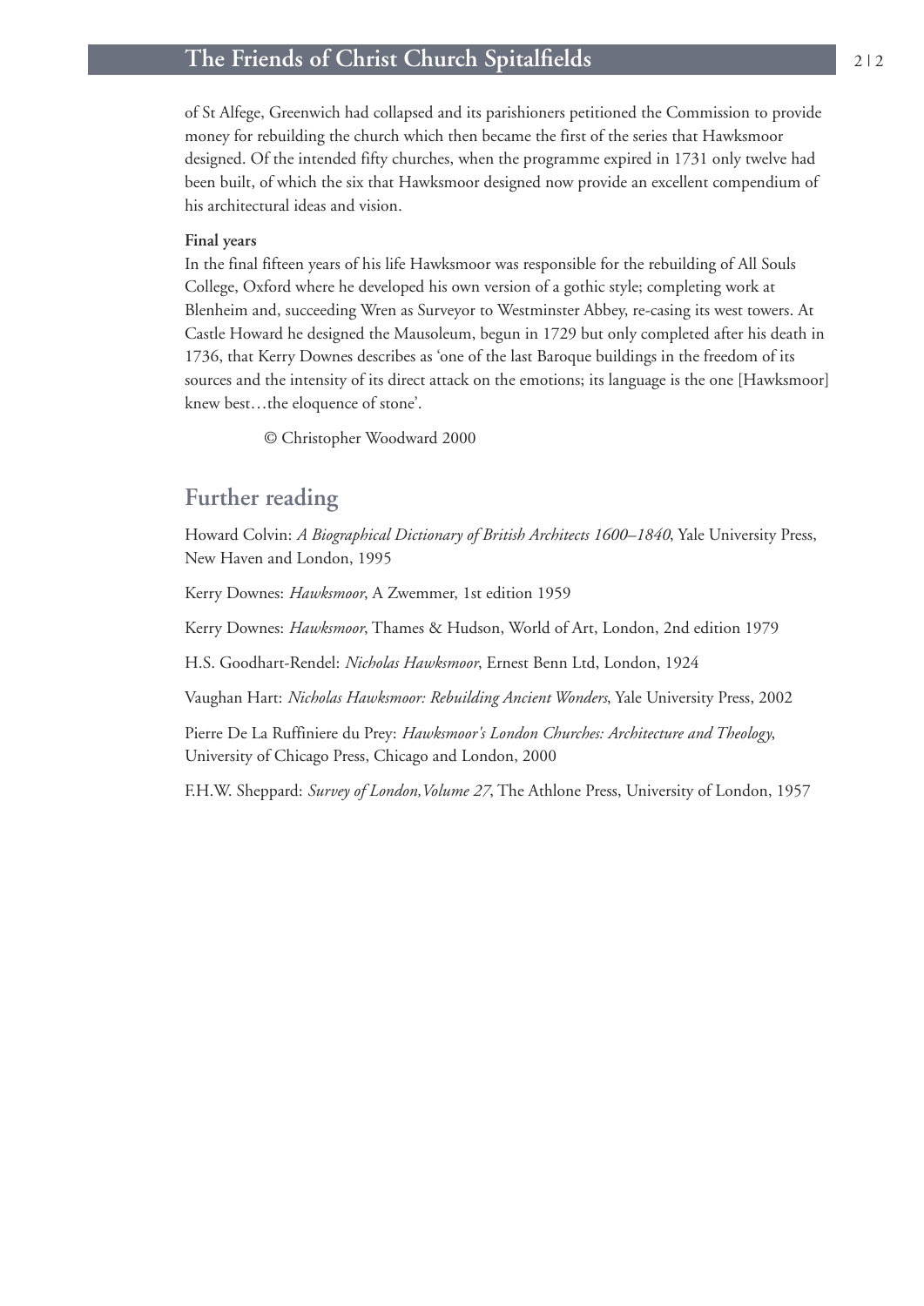of St Alfege, Greenwich had collapsed and its parishioners petitioned the Commission to provide money for rebuilding the church which then became the first of the series that Hawksmoor designed. Of the intended fifty churches, when the programme expired in 1731 only twelve had been built, of which the six that Hawksmoor designed now provide an excellent compendium of his architectural ideas and vision.

**Final years**

In the final fifteen years of his life Hawksmoor was responsible for the rebuilding of All Souls College, Oxford where he developed his own version of a gothic style; completing work at Blenheim and, succeeding Wren as Surveyor to Westminster Abbey, re-casing its west towers. At Castle Howard he designed the Mausoleum, begun in 1729 but only completed after his death in 1736, that Kerry Downes describes as 'one of the last Baroque buildings in the freedom of its sources and the intensity of its direct attack on the emotions; its language is the one [Hawksmoor] knew best…the eloquence of stone'.

© Christopher Woodward 2000

## Further reading

Howard Colvin: *A Biographical Dictionary of British Architects 1600–1840*, Yale University Press, New Haven and London, 1995

Kerry Downes: *Hawksmoor*, A Zwemmer, 1st edition 1959

Kerry Downes: *Hawksmoor*, Thames & Hudson, World of Art, London, 2nd edition 1979

H.S. Goodhart-Rendel: *Nicholas Hawksmoor*, Ernest Benn Ltd, London, 1924

Vaughan Hart: *Nicholas Hawksmoor: Rebuilding Ancient Wonders*, Yale University Press, 2002

Pierre De La Ruffiniere du Prey: *Hawksmoor's London Churches: Architecture and Theology*, University of Chicago Press, Chicago and London, 2000

F.H.W. Sheppard: *Survey of London, Volume 27*, The Athlone Press, University of London, 1957